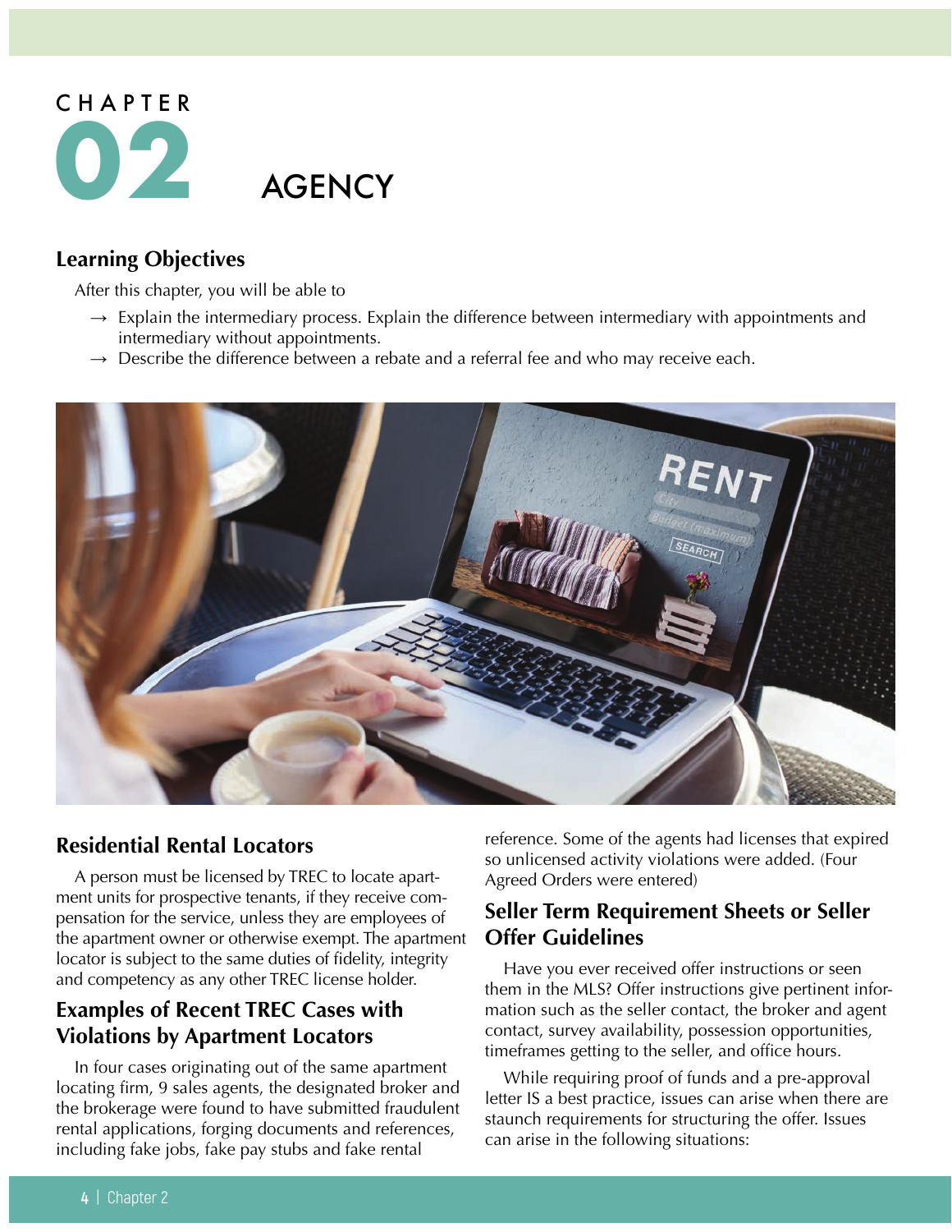# CHAPTER 02 AGENCY

## Learning Objectives

After this chapter, you will be able to

- → Explain the intermediary process. Explain the difference between intermediary with appointments and intermediary without appointments.
- → Describe the difference between a rebate and a referral fee and who may receive each.

## Residential Rental Locators

A person must be licensed by TREC to locate apartment units for prospective tenants, if they receive compensation for the service, unless they are employees of the apartment owner or otherwise exempt. The apartment locator is subject to the same duties of fidelity, integrity and competency as any other TREC license holder.

## Examples of Recent TREC Cases with Violations by Apartment Locators

In four cases originating out of the same apartment locating firm, 9 sales agents, the designated broker and the brokerage were found to have submitted fraudulent rental applications, forging documents and references, including fake jobs, fake pay stubs and fake rental reference. Some of the agents had licenses that expired so unlicensed activity violations were added. (Four Agreed Orders were entered)

## Seller Term Requirement Sheets or Seller Offer Guidelines

Have you ever received offer instructions or seen them in the MLS? Offer instructions give pertinent information such as the seller contact, the broker and agent contact, survey availability, possession opportunities, timeframes getting to the seller, and office hours.

While requiring proof of funds and a pre-approval letter IS a best practice, issues can arise when there are staunch requirements for structuring the offer. Issues can arise in the following situations: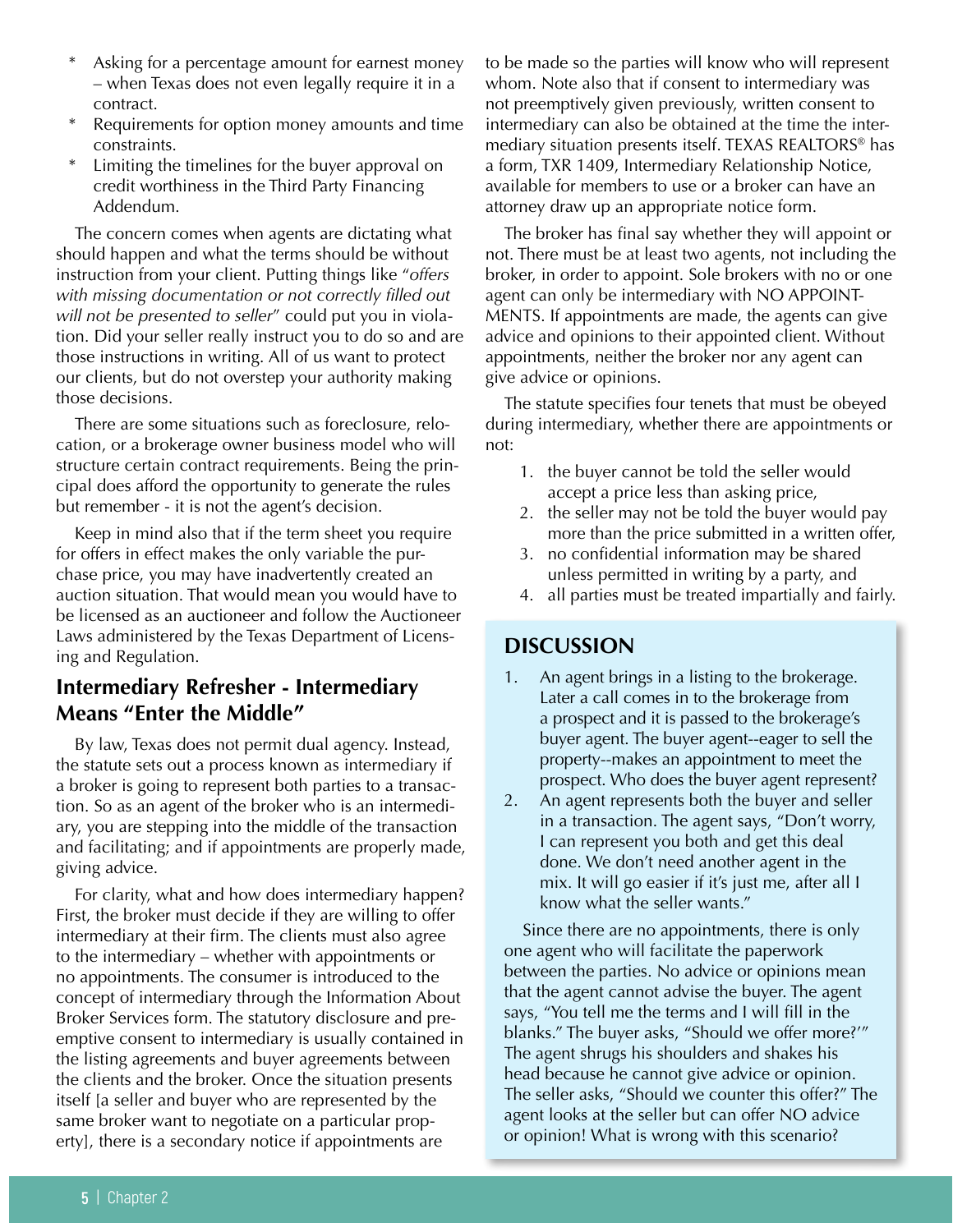* Asking for a percentage amount for earnest money – when Texas does not even legally require it in a contract.
* Requirements for option money amounts and time constraints.
* Limiting the timelines for the buyer approval on credit worthiness in the Third Party Financing Addendum.

The concern comes when agents are dictating what should happen and what the terms should be without instruction from your client. Putting things like "*offers with missing documentation or not correctly filled out will not be presented to seller*" could put you in violation. Did your seller really instruct you to do so and are those instructions in writing. All of us want to protect our clients, but do not overstep your authority making those decisions.

There are some situations such as foreclosure, relocation, or a brokerage owner business model who will structure certain contract requirements. Being the principal does afford the opportunity to generate the rules but remember - it is not the agent's decision.

Keep in mind also that if the term sheet you require for offers in effect makes the only variable the purchase price, you may have inadvertently created an auction situation. That would mean you would have to be licensed as an auctioneer and follow the Auctioneer Laws administered by the Texas Department of Licensing and Regulation.

## Intermediary Refresher - Intermediary Means "Enter the Middle"

By law, Texas does not permit dual agency. Instead, the statute sets out a process known as intermediary if a broker is going to represent both parties to a transaction. So as an agent of the broker who is an intermediary, you are stepping into the middle of the transaction and facilitating; and if appointments are properly made, giving advice.

For clarity, what and how does intermediary happen? First, the broker must decide if they are willing to offer intermediary at their firm. The clients must also agree to the intermediary – whether with appointments or no appointments. The consumer is introduced to the concept of intermediary through the Information About Broker Services form. The statutory disclosure and preemptive consent to intermediary is usually contained in the listing agreements and buyer agreements between the clients and the broker. Once the situation presents itself [a seller and buyer who are represented by the same broker want to negotiate on a particular property], there is a secondary notice if appointments are to be made so the parties will know who will represent whom. Note also that if consent to intermediary was not preemptively given previously, written consent to intermediary can also be obtained at the time the intermediary situation presents itself. TEXAS REALTORS® has a form, TXR 1409, Intermediary Relationship Notice, available for members to use or a broker can have an attorney draw up an appropriate notice form.

The broker has final say whether they will appoint or not. There must be at least two agents, not including the broker, in order to appoint. Sole brokers with no or one agent can only be intermediary with NO APPOINTMENTS. If appointments are made, the agents can give advice and opinions to their appointed client. Without appointments, neither the broker nor any agent can give advice or opinions.

The statute specifies four tenets that must be obeyed during intermediary, whether there are appointments or not:

1. the buyer cannot be told the seller would accept a price less than asking price,
2. the seller may not be told the buyer would pay more than the price submitted in a written offer,
3. no confidential information may be shared unless permitted in writing by a party, and
4. all parties must be treated impartially and fairly.

### DISCUSSION

1. An agent brings in a listing to the brokerage. Later a call comes in to the brokerage from a prospect and it is passed to the brokerage's buyer agent. The buyer agent--eager to sell the property--makes an appointment to meet the prospect. Who does the buyer agent represent?
2. An agent represents both the buyer and seller in a transaction. The agent says, "Don't worry, I can represent you both and get this deal done. We don't need another agent in the mix. It will go easier if it's just me, after all I know what the seller wants."

Since there are no appointments, there is only one agent who will facilitate the paperwork between the parties. No advice or opinions mean that the agent cannot advise the buyer. The agent says, "You tell me the terms and I will fill in the blanks." The buyer asks, "Should we offer more?'" The agent shrugs his shoulders and shakes his head because he cannot give advice or opinion. The seller asks, "Should we counter this offer?" The agent looks at the seller but can offer NO advice or opinion! What is wrong with this scenario?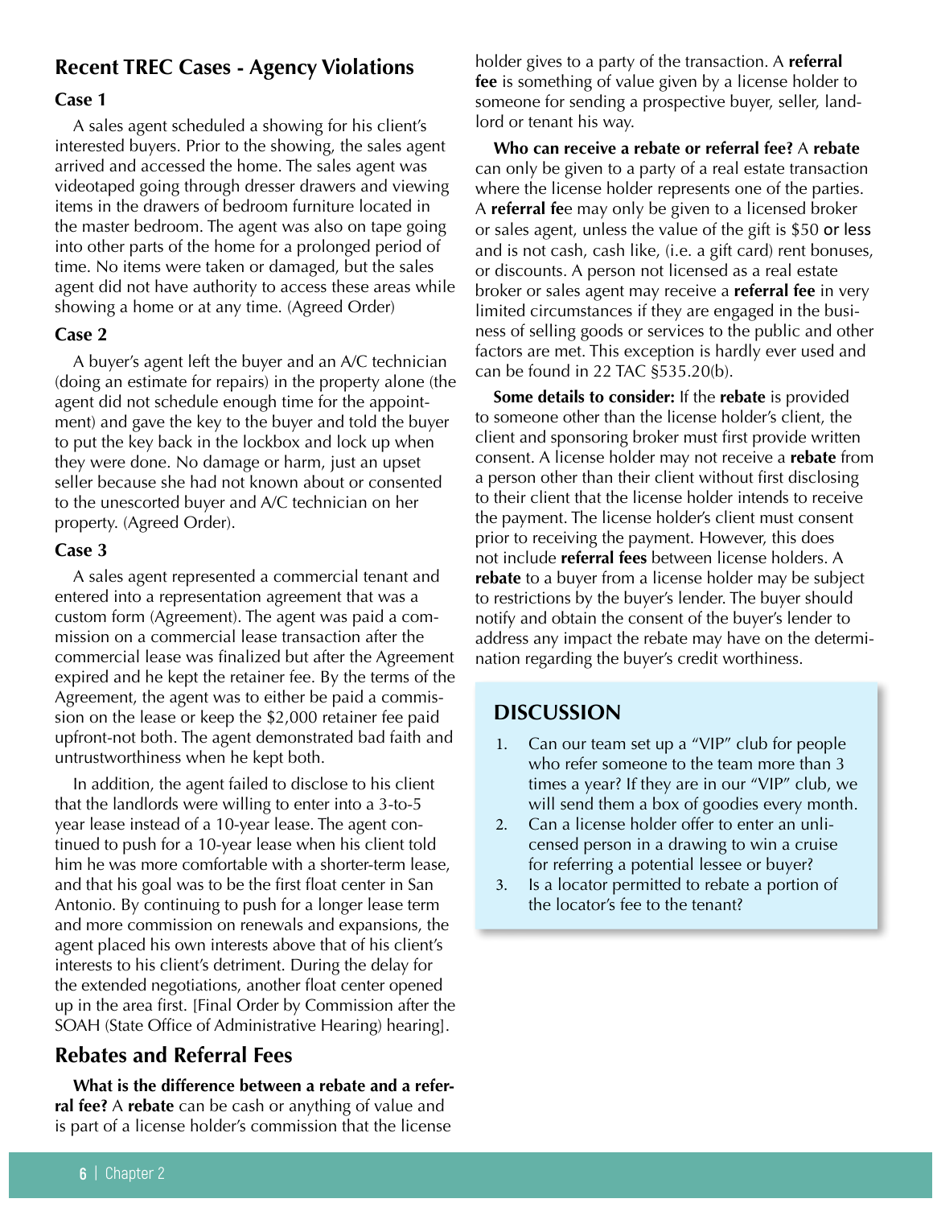## Recent TREC Cases - Agency Violations

### Case 1

A sales agent scheduled a showing for his client's interested buyers. Prior to the showing, the sales agent arrived and accessed the home. The sales agent was videotaped going through dresser drawers and viewing items in the drawers of bedroom furniture located in the master bedroom. The agent was also on tape going into other parts of the home for a prolonged period of time. No items were taken or damaged, but the sales agent did not have authority to access these areas while showing a home or at any time. (Agreed Order)

### Case 2

A buyer's agent left the buyer and an A/C technician (doing an estimate for repairs) in the property alone (the agent did not schedule enough time for the appointment) and gave the key to the buyer and told the buyer to put the key back in the lockbox and lock up when they were done. No damage or harm, just an upset seller because she had not known about or consented to the unescorted buyer and A/C technician on her property. (Agreed Order).

### Case 3

A sales agent represented a commercial tenant and entered into a representation agreement that was a custom form (Agreement). The agent was paid a commission on a commercial lease transaction after the commercial lease was finalized but after the Agreement expired and he kept the retainer fee. By the terms of the Agreement, the agent was to either be paid a commission on the lease or keep the $2,000 retainer fee paid upfront-not both. The agent demonstrated bad faith and untrustworthiness when he kept both.

In addition, the agent failed to disclose to his client that the landlords were willing to enter into a 3-to-5 year lease instead of a 10-year lease. The agent continued to push for a 10-year lease when his client told him he was more comfortable with a shorter-term lease, and that his goal was to be the first float center in San Antonio. By continuing to push for a longer lease term and more commission on renewals and expansions, the agent placed his own interests above that of his client's interests to his client's detriment. During the delay for the extended negotiations, another float center opened up in the area first. [Final Order by Commission after the SOAH (State Office of Administrative Hearing) hearing].

## Rebates and Referral Fees

**What is the difference between a rebate and a referral fee?** A **rebate** can be cash or anything of value and is part of a license holder's commission that the license holder gives to a party of the transaction. A **referral fee** is something of value given by a license holder to someone for sending a prospective buyer, seller, landlord or tenant his way.

**Who can receive a rebate or referral fee?** A **rebate** can only be given to a party of a real estate transaction where the license holder represents one of the parties. A **referral fee** may only be given to a licensed broker or sales agent, unless the value of the gift is $50 or less and is not cash, cash like, (i.e. a gift card) rent bonuses, or discounts. A person not licensed as a real estate broker or sales agent may receive a **referral fee** in very limited circumstances if they are engaged in the business of selling goods or services to the public and other factors are met. This exception is hardly ever used and can be found in 22 TAC §535.20(b).

**Some details to consider:** If the **rebate** is provided to someone other than the license holder's client, the client and sponsoring broker must first provide written consent. A license holder may not receive a **rebate** from a person other than their client without first disclosing to their client that the license holder intends to receive the payment. The license holder's client must consent prior to receiving the payment. However, this does not include **referral fees** between license holders. A **rebate** to a buyer from a license holder may be subject to restrictions by the buyer's lender. The buyer should notify and obtain the consent of the buyer's lender to address any impact the rebate may have on the determination regarding the buyer's credit worthiness.

### DISCUSSION

1. Can our team set up a "VIP" club for people who refer someone to the team more than 3 times a year? If they are in our "VIP" club, we will send them a box of goodies every month.
2. Can a license holder offer to enter an unlicensed person in a drawing to win a cruise for referring a potential lessee or buyer?
3. Is a locator permitted to rebate a portion of the locator's fee to the tenant?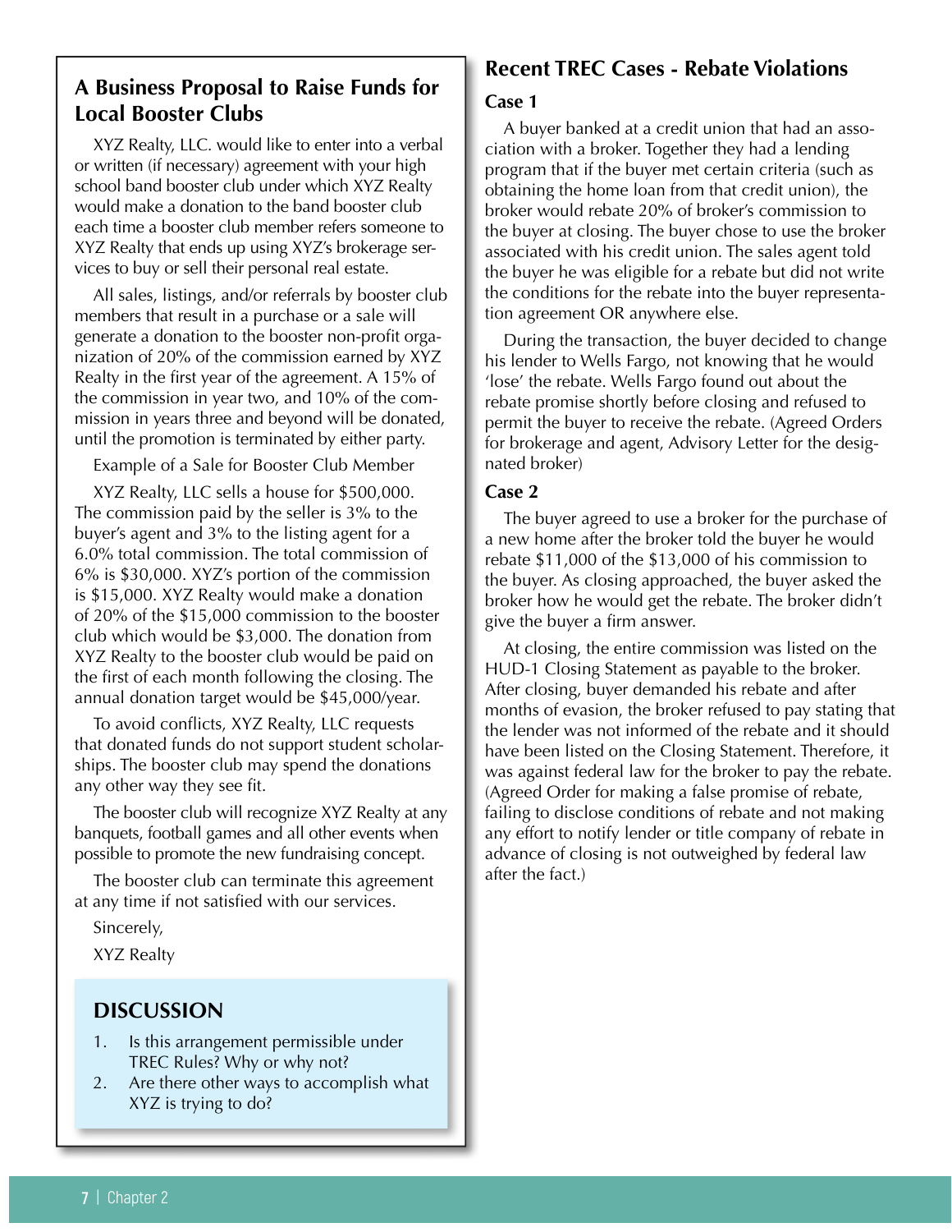## A Business Proposal to Raise Funds for Local Booster Clubs

XYZ Realty, LLC. would like to enter into a verbal or written (if necessary) agreement with your high school band booster club under which XYZ Realty would make a donation to the band booster club each time a booster club member refers someone to XYZ Realty that ends up using XYZ's brokerage services to buy or sell their personal real estate.

All sales, listings, and/or referrals by booster club members that result in a purchase or a sale will generate a donation to the booster non-profit organization of 20% of the commission earned by XYZ Realty in the first year of the agreement. A 15% of the commission in year two, and 10% of the commission in years three and beyond will be donated, until the promotion is terminated by either party.

Example of a Sale for Booster Club Member

XYZ Realty, LLC sells a house for $500,000. The commission paid by the seller is 3% to the buyer's agent and 3% to the listing agent for a 6.0% total commission. The total commission of 6% is $30,000. XYZ's portion of the commission is $15,000. XYZ Realty would make a donation of 20% of the $15,000 commission to the booster club which would be $3,000. The donation from XYZ Realty to the booster club would be paid on the first of each month following the closing. The annual donation target would be $45,000/year.

To avoid conflicts, XYZ Realty, LLC requests that donated funds do not support student scholarships. The booster club may spend the donations any other way they see fit.

The booster club will recognize XYZ Realty at any banquets, football games and all other events when possible to promote the new fundraising concept.

The booster club can terminate this agreement at any time if not satisfied with our services.

Sincerely,

XYZ Realty

### DISCUSSION

1. Is this arrangement permissible under TREC Rules? Why or why not?
2. Are there other ways to accomplish what XYZ is trying to do?

## Recent TREC Cases - Rebate Violations

### Case 1

A buyer banked at a credit union that had an association with a broker. Together they had a lending program that if the buyer met certain criteria (such as obtaining the home loan from that credit union), the broker would rebate 20% of broker's commission to the buyer at closing. The buyer chose to use the broker associated with his credit union. The sales agent told the buyer he was eligible for a rebate but did not write the conditions for the rebate into the buyer representation agreement OR anywhere else.

During the transaction, the buyer decided to change his lender to Wells Fargo, not knowing that he would 'lose' the rebate. Wells Fargo found out about the rebate promise shortly before closing and refused to permit the buyer to receive the rebate. (Agreed Orders for brokerage and agent, Advisory Letter for the designated broker)

### Case 2

The buyer agreed to use a broker for the purchase of a new home after the broker told the buyer he would rebate $11,000 of the $13,000 of his commission to the buyer. As closing approached, the buyer asked the broker how he would get the rebate. The broker didn't give the buyer a firm answer.

At closing, the entire commission was listed on the HUD-1 Closing Statement as payable to the broker. After closing, buyer demanded his rebate and after months of evasion, the broker refused to pay stating that the lender was not informed of the rebate and it should have been listed on the Closing Statement. Therefore, it was against federal law for the broker to pay the rebate. (Agreed Order for making a false promise of rebate, failing to disclose conditions of rebate and not making any effort to notify lender or title company of rebate in advance of closing is not outweighed by federal law after the fact.)